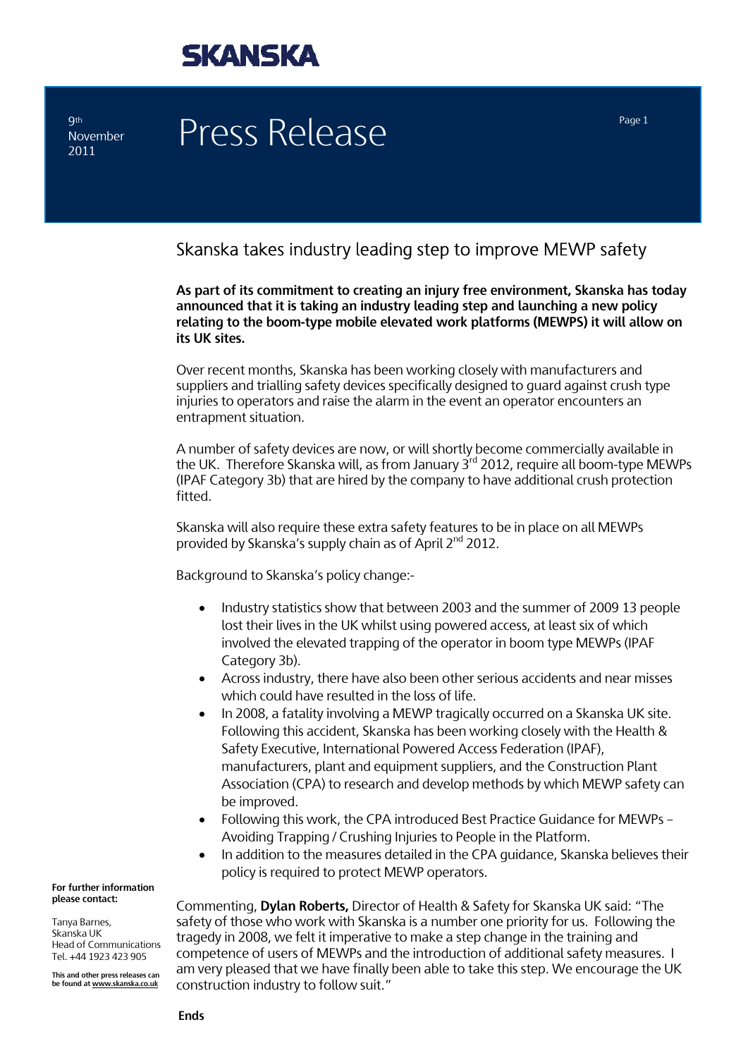# SKANSKA

9th November 2011

# Press Release

## Skanska takes industry leading step to improve MEWP safety

**As part of its commitment to creating an injury free environment, Skanska has today announced that it is taking an industry leading step and launching a new policy relating to the boom-type mobile elevated work platforms (MEWPS) it will allow on its UK sites.**

Over recent months, Skanska has been working closely with manufacturers and suppliers and trialling safety devices specifically designed to guard against crush type injuries to operators and raise the alarm in the event an operator encounters an entrapment situation.

A number of safety devices are now, or will shortly become commercially available in the UK. Therefore Skanska will, as from January 3rd 2012, require all boom-type MEWPs (IPAF Category 3b) that are hired by the company to have additional crush protection fitted.

Skanska will also require these extra safety features to be in place on all MEWPs provided by Skanska's supply chain as of April 2nd 2012.

Background to Skanska's policy change:-

- Industry statistics show that between 2003 and the summer of 2009 13 people lost their lives in the UK whilst using powered access, at least six of which involved the elevated trapping of the operator in boom type MEWPs (IPAF Category 3b).
- Across industry, there have also been other serious accidents and near misses which could have resulted in the loss of life.
- In 2008, a fatality involving a MEWP tragically occurred on a Skanska UK site. Following this accident, Skanska has been working closely with the Health & Safety Executive, International Powered Access Federation (IPAF), manufacturers, plant and equipment suppliers, and the Construction Plant Association (CPA) to research and develop methods by which MEWP safety can be improved.
- Following this work, the CPA introduced Best Practice Guidance for MEWPs – Avoiding Trapping / Crushing Injuries to People in the Platform.
- In addition to the measures detailed in the CPA guidance, Skanska believes their policy is required to protect MEWP operators.

Commenting, **Dylan Roberts,** Director of Health & Safety for Skanska UK said: "The safety of those who work with Skanska is a number one priority for us. Following the tragedy in 2008, we felt it imperative to make a step change in the training and competence of users of MEWPs and the introduction of additional safety measures. I am very pleased that we have finally been able to take this step. We encourage the UK construction industry to follow suit."

**Ends**

**For further information please contact:**

Tanya Barnes,
Skanska UK
Head of Communications
Tel. +44 1923 423 905

**This and other press releases can be found at www.skanska.co.uk**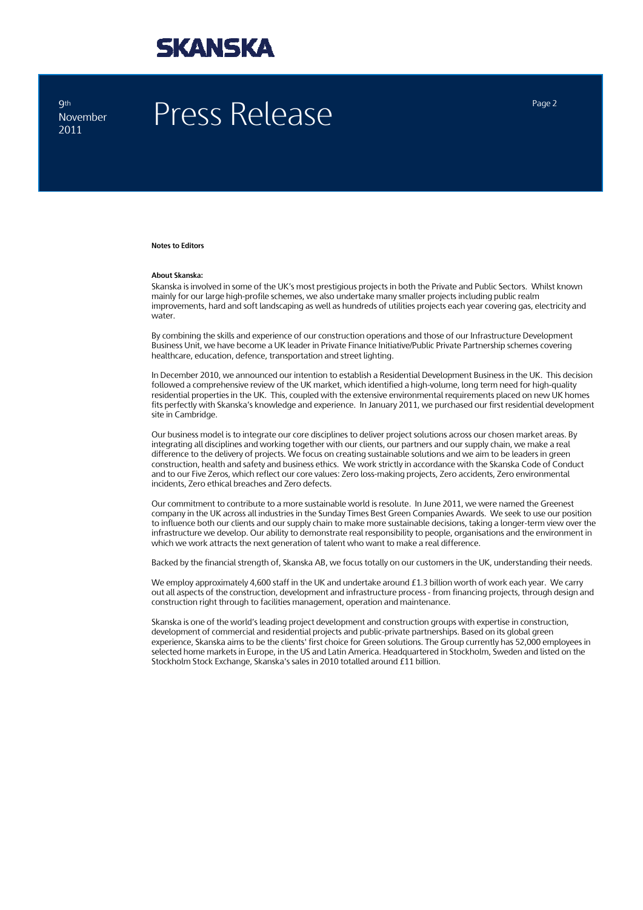**Notes to Editors**

**About Skanska:**

Skanska is involved in some of the UK's most prestigious projects in both the Private and Public Sectors. Whilst known mainly for our large high-profile schemes, we also undertake many smaller projects including public realm improvements, hard and soft landscaping as well as hundreds of utilities projects each year covering gas, electricity and water.

By combining the skills and experience of our construction operations and those of our Infrastructure Development Business Unit, we have become a UK leader in Private Finance Initiative/Public Private Partnership schemes covering healthcare, education, defence, transportation and street lighting.

In December 2010, we announced our intention to establish a Residential Development Business in the UK. This decision followed a comprehensive review of the UK market, which identified a high-volume, long term need for high-quality residential properties in the UK. This, coupled with the extensive environmental requirements placed on new UK homes fits perfectly with Skanska's knowledge and experience. In January 2011, we purchased our first residential development site in Cambridge.

Our business model is to integrate our core disciplines to deliver project solutions across our chosen market areas. By integrating all disciplines and working together with our clients, our partners and our supply chain, we make a real difference to the delivery of projects. We focus on creating sustainable solutions and we aim to be leaders in green construction, health and safety and business ethics. We work strictly in accordance with the Skanska Code of Conduct and to our Five Zeros, which reflect our core values: Zero loss-making projects, Zero accidents, Zero environmental incidents, Zero ethical breaches and Zero defects.

Our commitment to contribute to a more sustainable world is resolute. In June 2011, we were named the Greenest company in the UK across all industries in the Sunday Times Best Green Companies Awards. We seek to use our position to influence both our clients and our supply chain to make more sustainable decisions, taking a longer-term view over the infrastructure we develop. Our ability to demonstrate real responsibility to people, organisations and the environment in which we work attracts the next generation of talent who want to make a real difference.

Backed by the financial strength of, Skanska AB, we focus totally on our customers in the UK, understanding their needs.

We employ approximately 4,600 staff in the UK and undertake around £1.3 billion worth of work each year. We carry out all aspects of the construction, development and infrastructure process - from financing projects, through design and construction right through to facilities management, operation and maintenance.

Skanska is one of the world's leading project development and construction groups with expertise in construction, development of commercial and residential projects and public-private partnerships. Based on its global green experience, Skanska aims to be the clients' first choice for Green solutions. The Group currently has 52,000 employees in selected home markets in Europe, in the US and Latin America. Headquartered in Stockholm, Sweden and listed on the Stockholm Stock Exchange, Skanska's sales in 2010 totalled around £11 billion.